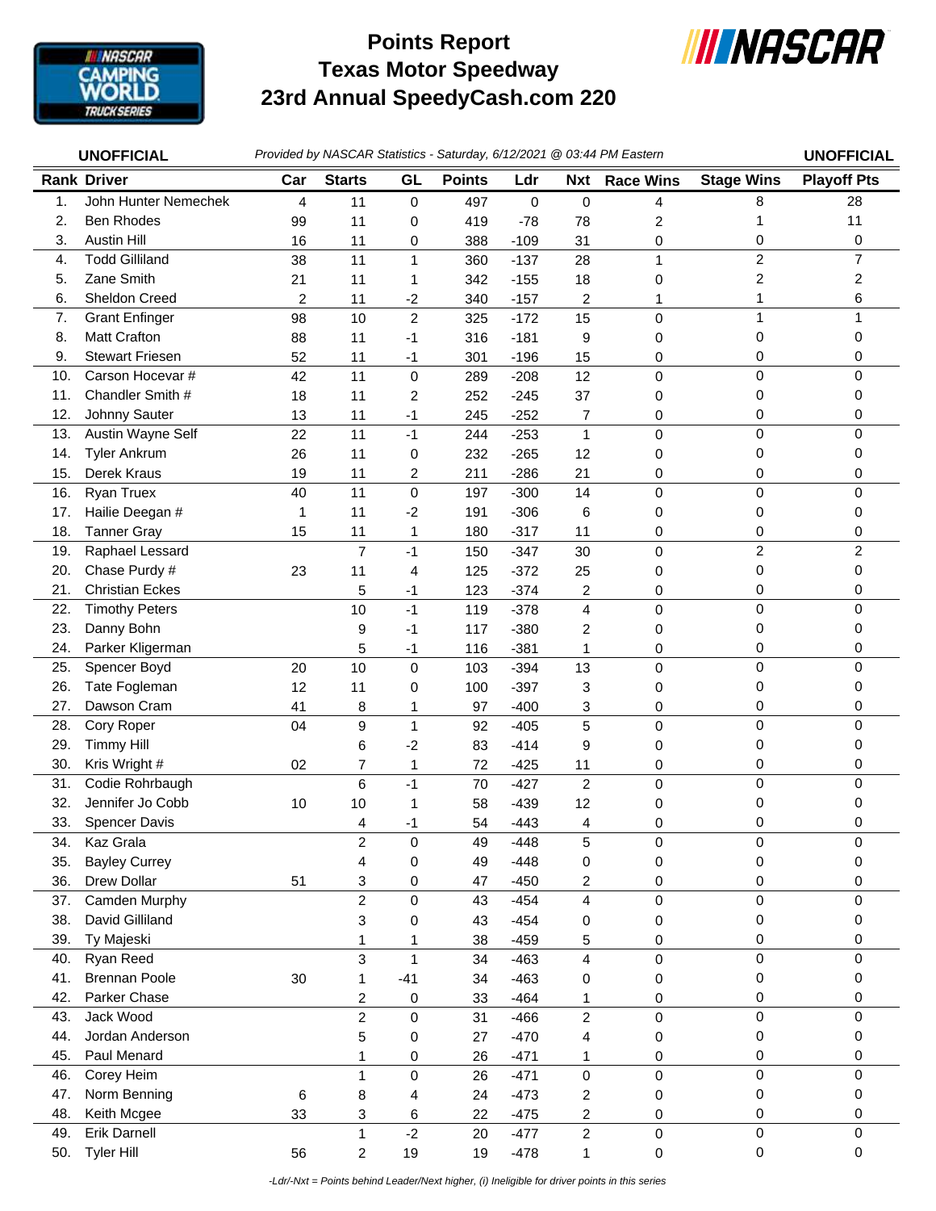# Points Report
# Texas Motor Speedway
# 23rd Annual SpeedyCash.com 220

**UNOFFICIAL** *Provided by NASCAR Statistics - Saturday, 6/12/2021 @ 03:44 PM Eastern* **UNOFFICIAL**

| Rank | Driver | Car | Starts | GL | Points | Ldr | Nxt | Race Wins | Stage Wins | Playoff Pts |
|---|---|---|---|---|---|---|---|---|---|---|
| 1. | John Hunter Nemechek | 4 | 11 | 0 | 497 | 0 | 0 | 4 | 8 | 28 |
| 2. | Ben Rhodes | 99 | 11 | 0 | 419 | -78 | 78 | 2 | 1 | 11 |
| 3. | Austin Hill | 16 | 11 | 0 | 388 | -109 | 31 | 0 | 0 | 0 |
| 4. | Todd Gilliland | 38 | 11 | 1 | 360 | -137 | 28 | 1 | 2 | 7 |
| 5. | Zane Smith | 21 | 11 | 1 | 342 | -155 | 18 | 0 | 2 | 2 |
| 6. | Sheldon Creed | 2 | 11 | -2 | 340 | -157 | 2 | 1 | 1 | 6 |
| 7. | Grant Enfinger | 98 | 10 | 2 | 325 | -172 | 15 | 0 | 1 | 1 |
| 8. | Matt Crafton | 88 | 11 | -1 | 316 | -181 | 9 | 0 | 0 | 0 |
| 9. | Stewart Friesen | 52 | 11 | -1 | 301 | -196 | 15 | 0 | 0 | 0 |
| 10. | Carson Hocevar # | 42 | 11 | 0 | 289 | -208 | 12 | 0 | 0 | 0 |
| 11. | Chandler Smith # | 18 | 11 | 2 | 252 | -245 | 37 | 0 | 0 | 0 |
| 12. | Johnny Sauter | 13 | 11 | -1 | 245 | -252 | 7 | 0 | 0 | 0 |
| 13. | Austin Wayne Self | 22 | 11 | -1 | 244 | -253 | 1 | 0 | 0 | 0 |
| 14. | Tyler Ankrum | 26 | 11 | 0 | 232 | -265 | 12 | 0 | 0 | 0 |
| 15. | Derek Kraus | 19 | 11 | 2 | 211 | -286 | 21 | 0 | 0 | 0 |
| 16. | Ryan Truex | 40 | 11 | 0 | 197 | -300 | 14 | 0 | 0 | 0 |
| 17. | Hailie Deegan # | 1 | 11 | -2 | 191 | -306 | 6 | 0 | 0 | 0 |
| 18. | Tanner Gray | 15 | 11 | 1 | 180 | -317 | 11 | 0 | 0 | 0 |
| 19. | Raphael Lessard | | 7 | -1 | 150 | -347 | 30 | 0 | 2 | 2 |
| 20. | Chase Purdy # | 23 | 11 | 4 | 125 | -372 | 25 | 0 | 0 | 0 |
| 21. | Christian Eckes | | 5 | -1 | 123 | -374 | 2 | 0 | 0 | 0 |
| 22. | Timothy Peters | | 10 | -1 | 119 | -378 | 4 | 0 | 0 | 0 |
| 23. | Danny Bohn | | 9 | -1 | 117 | -380 | 2 | 0 | 0 | 0 |
| 24. | Parker Kligerman | | 5 | -1 | 116 | -381 | 1 | 0 | 0 | 0 |
| 25. | Spencer Boyd | 20 | 10 | 0 | 103 | -394 | 13 | 0 | 0 | 0 |
| 26. | Tate Fogleman | 12 | 11 | 0 | 100 | -397 | 3 | 0 | 0 | 0 |
| 27. | Dawson Cram | 41 | 8 | 1 | 97 | -400 | 3 | 0 | 0 | 0 |
| 28. | Cory Roper | 04 | 9 | 1 | 92 | -405 | 5 | 0 | 0 | 0 |
| 29. | Timmy Hill | | 6 | -2 | 83 | -414 | 9 | 0 | 0 | 0 |
| 30. | Kris Wright # | 02 | 7 | 1 | 72 | -425 | 11 | 0 | 0 | 0 |
| 31. | Codie Rohrbaugh | | 6 | -1 | 70 | -427 | 2 | 0 | 0 | 0 |
| 32. | Jennifer Jo Cobb | 10 | 10 | 1 | 58 | -439 | 12 | 0 | 0 | 0 |
| 33. | Spencer Davis | | 4 | -1 | 54 | -443 | 4 | 0 | 0 | 0 |
| 34. | Kaz Grala | | 2 | 0 | 49 | -448 | 5 | 0 | 0 | 0 |
| 35. | Bayley Currey | | 4 | 0 | 49 | -448 | 0 | 0 | 0 | 0 |
| 36. | Drew Dollar | 51 | 3 | 0 | 47 | -450 | 2 | 0 | 0 | 0 |
| 37. | Camden Murphy | | 2 | 0 | 43 | -454 | 4 | 0 | 0 | 0 |
| 38. | David Gilliland | | 3 | 0 | 43 | -454 | 0 | 0 | 0 | 0 |
| 39. | Ty Majeski | | 1 | 1 | 38 | -459 | 5 | 0 | 0 | 0 |
| 40. | Ryan Reed | | 3 | 1 | 34 | -463 | 4 | 0 | 0 | 0 |
| 41. | Brennan Poole | 30 | 1 | -41 | 34 | -463 | 0 | 0 | 0 | 0 |
| 42. | Parker Chase | | 2 | 0 | 33 | -464 | 1 | 0 | 0 | 0 |
| 43. | Jack Wood | | 2 | 0 | 31 | -466 | 2 | 0 | 0 | 0 |
| 44. | Jordan Anderson | | 5 | 0 | 27 | -470 | 4 | 0 | 0 | 0 |
| 45. | Paul Menard | | 1 | 0 | 26 | -471 | 1 | 0 | 0 | 0 |
| 46. | Corey Heim | | 1 | 0 | 26 | -471 | 0 | 0 | 0 | 0 |
| 47. | Norm Benning | 6 | 8 | 4 | 24 | -473 | 2 | 0 | 0 | 0 |
| 48. | Keith Mcgee | 33 | 3 | 6 | 22 | -475 | 2 | 0 | 0 | 0 |
| 49. | Erik Darnell | | 1 | -2 | 20 | -477 | 2 | 0 | 0 | 0 |
| 50. | Tyler Hill | 56 | 2 | 19 | 19 | -478 | 1 | 0 | 0 | 0 |

*-Ldr/-Nxt = Points behind Leader/Next higher, (i) Ineligible for driver points in this series*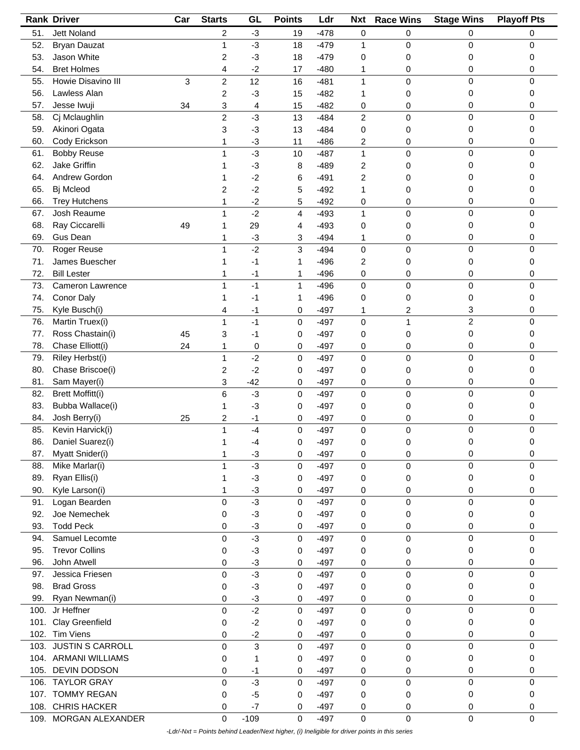| Rank | Driver | Car | Starts | GL | Points | Ldr | Nxt | Race Wins | Stage Wins | Playoff Pts |
|---|---|---|---|---|---|---|---|---|---|---|
| 51. | Jett Noland | | 2 | -3 | 19 | -478 | 0 | 0 | 0 | 0 |
| 52. | Bryan Dauzat | | 1 | -3 | 18 | -479 | 1 | 0 | 0 | 0 |
| 53. | Jason White | | 2 | -3 | 18 | -479 | 0 | 0 | 0 | 0 |
| 54. | Bret Holmes | | 4 | -2 | 17 | -480 | 1 | 0 | 0 | 0 |
| 55. | Howie Disavino III | 3 | 2 | 12 | 16 | -481 | 1 | 0 | 0 | 0 |
| 56. | Lawless Alan | | 2 | -3 | 15 | -482 | 1 | 0 | 0 | 0 |
| 57. | Jesse Iwuji | 34 | 3 | 4 | 15 | -482 | 0 | 0 | 0 | 0 |
| 58. | Cj Mclaughlin | | 2 | -3 | 13 | -484 | 2 | 0 | 0 | 0 |
| 59. | Akinori Ogata | | 3 | -3 | 13 | -484 | 0 | 0 | 0 | 0 |
| 60. | Cody Erickson | | 1 | -3 | 11 | -486 | 2 | 0 | 0 | 0 |
| 61. | Bobby Reuse | | 1 | -3 | 10 | -487 | 1 | 0 | 0 | 0 |
| 62. | Jake Griffin | | 1 | -3 | 8 | -489 | 2 | 0 | 0 | 0 |
| 64. | Andrew Gordon | | 1 | -2 | 6 | -491 | 2 | 0 | 0 | 0 |
| 65. | Bj Mcleod | | 2 | -2 | 5 | -492 | 1 | 0 | 0 | 0 |
| 66. | Trey Hutchens | | 1 | -2 | 5 | -492 | 0 | 0 | 0 | 0 |
| 67. | Josh Reaume | | 1 | -2 | 4 | -493 | 1 | 0 | 0 | 0 |
| 68. | Ray Ciccarelli | 49 | 1 | 29 | 4 | -493 | 0 | 0 | 0 | 0 |
| 69. | Gus Dean | | 1 | -3 | 3 | -494 | 1 | 0 | 0 | 0 |
| 70. | Roger Reuse | | 1 | -2 | 3 | -494 | 0 | 0 | 0 | 0 |
| 71. | James Buescher | | 1 | -1 | 1 | -496 | 2 | 0 | 0 | 0 |
| 72. | Bill Lester | | 1 | -1 | 1 | -496 | 0 | 0 | 0 | 0 |
| 73. | Cameron Lawrence | | 1 | -1 | 1 | -496 | 0 | 0 | 0 | 0 |
| 74. | Conor Daly | | 1 | -1 | 1 | -496 | 0 | 0 | 0 | 0 |
| 75. | Kyle Busch(i) | | 4 | -1 | 0 | -497 | 1 | 2 | 3 | 0 |
| 76. | Martin Truex(i) | | 1 | -1 | 0 | -497 | 0 | 1 | 2 | 0 |
| 77. | Ross Chastain(i) | 45 | 3 | -1 | 0 | -497 | 0 | 0 | 0 | 0 |
| 78. | Chase Elliott(i) | 24 | 1 | 0 | 0 | -497 | 0 | 0 | 0 | 0 |
| 79. | Riley Herbst(i) | | 1 | -2 | 0 | -497 | 0 | 0 | 0 | 0 |
| 80. | Chase Briscoe(i) | | 2 | -2 | 0 | -497 | 0 | 0 | 0 | 0 |
| 81. | Sam Mayer(i) | | 3 | -42 | 0 | -497 | 0 | 0 | 0 | 0 |
| 82. | Brett Moffitt(i) | | 6 | -3 | 0 | -497 | 0 | 0 | 0 | 0 |
| 83. | Bubba Wallace(i) | | 1 | -3 | 0 | -497 | 0 | 0 | 0 | 0 |
| 84. | Josh Berry(i) | 25 | 2 | -1 | 0 | -497 | 0 | 0 | 0 | 0 |
| 85. | Kevin Harvick(i) | | 1 | -4 | 0 | -497 | 0 | 0 | 0 | 0 |
| 86. | Daniel Suarez(i) | | 1 | -4 | 0 | -497 | 0 | 0 | 0 | 0 |
| 87. | Myatt Snider(i) | | 1 | -3 | 0 | -497 | 0 | 0 | 0 | 0 |
| 88. | Mike Marlar(i) | | 1 | -3 | 0 | -497 | 0 | 0 | 0 | 0 |
| 89. | Ryan Ellis(i) | | 1 | -3 | 0 | -497 | 0 | 0 | 0 | 0 |
| 90. | Kyle Larson(i) | | 1 | -3 | 0 | -497 | 0 | 0 | 0 | 0 |
| 91. | Logan Bearden | | 0 | -3 | 0 | -497 | 0 | 0 | 0 | 0 |
| 92. | Joe Nemechek | | 0 | -3 | 0 | -497 | 0 | 0 | 0 | 0 |
| 93. | Todd Peck | | 0 | -3 | 0 | -497 | 0 | 0 | 0 | 0 |
| 94. | Samuel Lecomte | | 0 | -3 | 0 | -497 | 0 | 0 | 0 | 0 |
| 95. | Trevor Collins | | 0 | -3 | 0 | -497 | 0 | 0 | 0 | 0 |
| 96. | John Atwell | | 0 | -3 | 0 | -497 | 0 | 0 | 0 | 0 |
| 97. | Jessica Friesen | | 0 | -3 | 0 | -497 | 0 | 0 | 0 | 0 |
| 98. | Brad Gross | | 0 | -3 | 0 | -497 | 0 | 0 | 0 | 0 |
| 99. | Ryan Newman(i) | | 0 | -3 | 0 | -497 | 0 | 0 | 0 | 0 |
| 100. | Jr Heffner | | 0 | -2 | 0 | -497 | 0 | 0 | 0 | 0 |
| 101. | Clay Greenfield | | 0 | -2 | 0 | -497 | 0 | 0 | 0 | 0 |
| 102. | Tim Viens | | 0 | -2 | 0 | -497 | 0 | 0 | 0 | 0 |
| 103. | JUSTIN S CARROLL | | 0 | 3 | 0 | -497 | 0 | 0 | 0 | 0 |
| 104. | ARMANI WILLIAMS | | 0 | 1 | 0 | -497 | 0 | 0 | 0 | 0 |
| 105. | DEVIN DODSON | | 0 | -1 | 0 | -497 | 0 | 0 | 0 | 0 |
| 106. | TAYLOR GRAY | | 0 | -3 | 0 | -497 | 0 | 0 | 0 | 0 |
| 107. | TOMMY REGAN | | 0 | -5 | 0 | -497 | 0 | 0 | 0 | 0 |
| 108. | CHRIS HACKER | | 0 | -7 | 0 | -497 | 0 | 0 | 0 | 0 |
| 109. | MORGAN ALEXANDER | | 0 | -109 | 0 | -497 | 0 | 0 | 0 | 0 |

*-Ldr/-Nxt = Points behind Leader/Next higher, (i) Ineligible for driver points in this series*